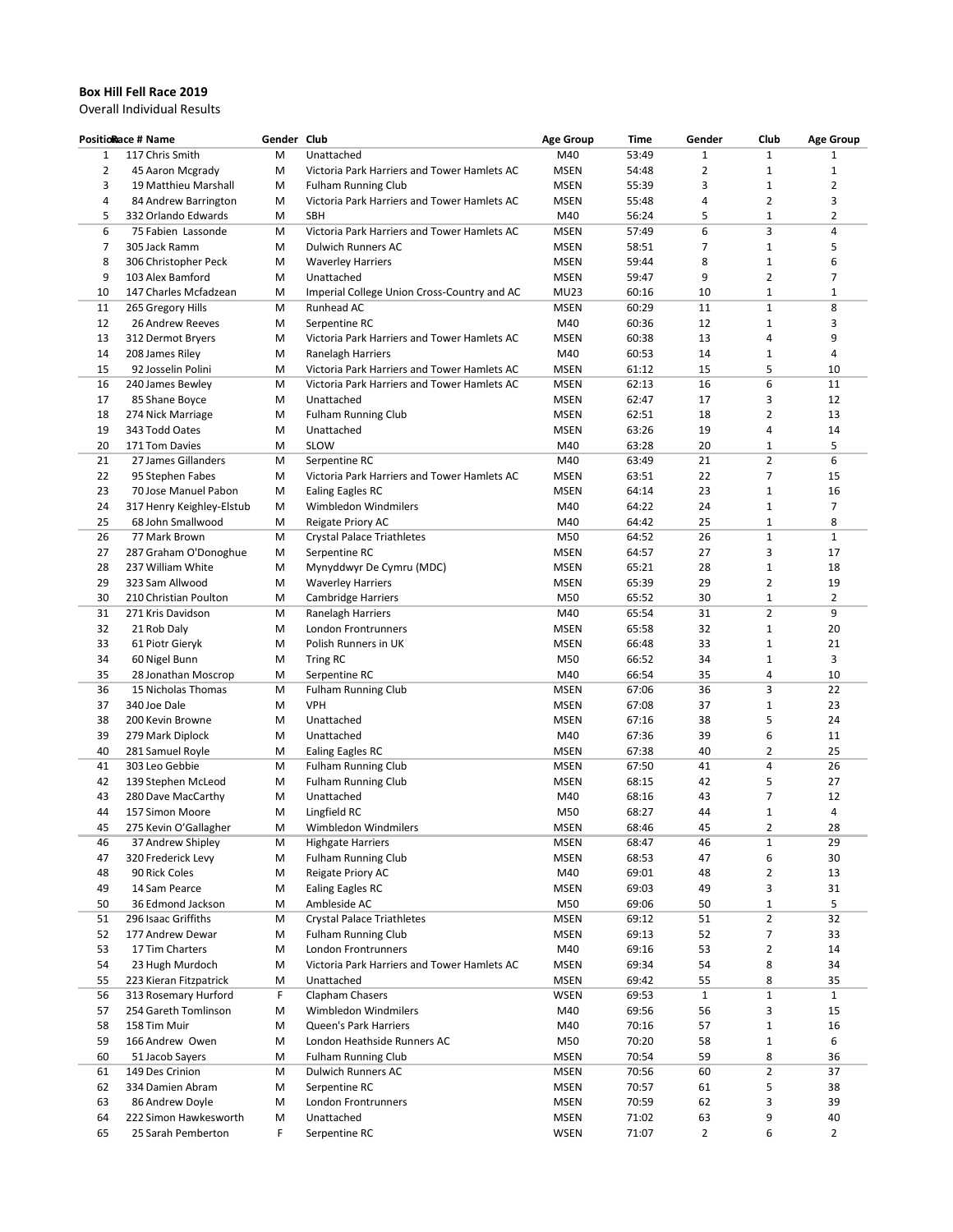**Box Hill Fell Race 2019**

Overall Individual Results

| Position | Race # | Name | Gender | Club | Age Group | Time | Gender | Club | Age Group |
|---|---|---|---|---|---|---|---|---|---|
| 1 | 117 | Chris Smith | M | Unattached | M40 | 53:49 | 1 | 1 | 1 |
| 2 | 45 | Aaron Mcgrady | M | Victoria Park Harriers and Tower Hamlets AC | MSEN | 54:48 | 2 | 1 | 1 |
| 3 | 19 | Matthieu Marshall | M | Fulham Running Club | MSEN | 55:39 | 3 | 1 | 2 |
| 4 | 84 | Andrew Barrington | M | Victoria Park Harriers and Tower Hamlets AC | MSEN | 55:48 | 4 | 2 | 3 |
| 5 | 332 | Orlando Edwards | M | SBH | M40 | 56:24 | 5 | 1 | 2 |
| 6 | 75 | Fabien Lassonde | M | Victoria Park Harriers and Tower Hamlets AC | MSEN | 57:49 | 6 | 3 | 4 |
| 7 | 305 | Jack Ramm | M | Dulwich Runners AC | MSEN | 58:51 | 7 | 1 | 5 |
| 8 | 306 | Christopher Peck | M | Waverley Harriers | MSEN | 59:44 | 8 | 1 | 6 |
| 9 | 103 | Alex Bamford | M | Unattached | MSEN | 59:47 | 9 | 2 | 7 |
| 10 | 147 | Charles Mcfadzean | M | Imperial College Union Cross-Country and AC | MU23 | 60:16 | 10 | 1 | 1 |
| 11 | 265 | Gregory Hills | M | Runhead AC | MSEN | 60:29 | 11 | 1 | 8 |
| 12 | 26 | Andrew Reeves | M | Serpentine RC | M40 | 60:36 | 12 | 1 | 3 |
| 13 | 312 | Dermot Bryers | M | Victoria Park Harriers and Tower Hamlets AC | MSEN | 60:38 | 13 | 4 | 9 |
| 14 | 208 | James Riley | M | Ranelagh Harriers | M40 | 60:53 | 14 | 1 | 4 |
| 15 | 92 | Josselin Polini | M | Victoria Park Harriers and Tower Hamlets AC | MSEN | 61:12 | 15 | 5 | 10 |
| 16 | 240 | James Bewley | M | Victoria Park Harriers and Tower Hamlets AC | MSEN | 62:13 | 16 | 6 | 11 |
| 17 | 85 | Shane Boyce | M | Unattached | MSEN | 62:47 | 17 | 3 | 12 |
| 18 | 274 | Nick Marriage | M | Fulham Running Club | MSEN | 62:51 | 18 | 2 | 13 |
| 19 | 343 | Todd Oates | M | Unattached | MSEN | 63:26 | 19 | 4 | 14 |
| 20 | 171 | Tom Davies | M | SLOW | M40 | 63:28 | 20 | 1 | 5 |
| 21 | 27 | James Gillanders | M | Serpentine RC | M40 | 63:49 | 21 | 2 | 6 |
| 22 | 95 | Stephen Fabes | M | Victoria Park Harriers and Tower Hamlets AC | MSEN | 63:51 | 22 | 7 | 15 |
| 23 | 70 | Jose Manuel Pabon | M | Ealing Eagles RC | MSEN | 64:14 | 23 | 1 | 16 |
| 24 | 317 | Henry Keighley-Elstub | M | Wimbledon Windmilers | M40 | 64:22 | 24 | 1 | 7 |
| 25 | 68 | John Smallwood | M | Reigate Priory AC | M40 | 64:42 | 25 | 1 | 8 |
| 26 | 77 | Mark Brown | M | Crystal Palace Triathletes | M50 | 64:52 | 26 | 1 | 1 |
| 27 | 287 | Graham O'Donoghue | M | Serpentine RC | MSEN | 64:57 | 27 | 3 | 17 |
| 28 | 237 | William White | M | Mynyddwyr De Cymru (MDC) | MSEN | 65:21 | 28 | 1 | 18 |
| 29 | 323 | Sam Allwood | M | Waverley Harriers | MSEN | 65:39 | 29 | 2 | 19 |
| 30 | 210 | Christian Poulton | M | Cambridge Harriers | M50 | 65:52 | 30 | 1 | 2 |
| 31 | 271 | Kris Davidson | M | Ranelagh Harriers | M40 | 65:54 | 31 | 2 | 9 |
| 32 | 21 | Rob Daly | M | London Frontrunners | MSEN | 65:58 | 32 | 1 | 20 |
| 33 | 61 | Piotr Gieryk | M | Polish Runners in UK | MSEN | 66:48 | 33 | 1 | 21 |
| 34 | 60 | Nigel Bunn | M | Tring RC | M50 | 66:52 | 34 | 1 | 3 |
| 35 | 28 | Jonathan Moscrop | M | Serpentine RC | M40 | 66:54 | 35 | 4 | 10 |
| 36 | 15 | Nicholas Thomas | M | Fulham Running Club | MSEN | 67:06 | 36 | 3 | 22 |
| 37 | 340 | Joe Dale | M | VPH | MSEN | 67:08 | 37 | 1 | 23 |
| 38 | 200 | Kevin Browne | M | Unattached | MSEN | 67:16 | 38 | 5 | 24 |
| 39 | 279 | Mark Diplock | M | Unattached | M40 | 67:36 | 39 | 6 | 11 |
| 40 | 281 | Samuel Royle | M | Ealing Eagles RC | MSEN | 67:38 | 40 | 2 | 25 |
| 41 | 303 | Leo Gebbie | M | Fulham Running Club | MSEN | 67:50 | 41 | 4 | 26 |
| 42 | 139 | Stephen McLeod | M | Fulham Running Club | MSEN | 68:15 | 42 | 5 | 27 |
| 43 | 280 | Dave MacCarthy | M | Unattached | M40 | 68:16 | 43 | 7 | 12 |
| 44 | 157 | Simon Moore | M | Lingfield RC | M50 | 68:27 | 44 | 1 | 4 |
| 45 | 275 | Kevin O'Gallagher | M | Wimbledon Windmilers | MSEN | 68:46 | 45 | 2 | 28 |
| 46 | 37 | Andrew Shipley | M | Highgate Harriers | MSEN | 68:47 | 46 | 1 | 29 |
| 47 | 320 | Frederick Levy | M | Fulham Running Club | MSEN | 68:53 | 47 | 6 | 30 |
| 48 | 90 | Rick Coles | M | Reigate Priory AC | M40 | 69:01 | 48 | 2 | 13 |
| 49 | 14 | Sam Pearce | M | Ealing Eagles RC | MSEN | 69:03 | 49 | 3 | 31 |
| 50 | 36 | Edmond Jackson | M | Ambleside AC | M50 | 69:06 | 50 | 1 | 5 |
| 51 | 296 | Isaac Griffiths | M | Crystal Palace Triathletes | MSEN | 69:12 | 51 | 2 | 32 |
| 52 | 177 | Andrew Dewar | M | Fulham Running Club | MSEN | 69:13 | 52 | 7 | 33 |
| 53 | 17 | Tim Charters | M | London Frontrunners | M40 | 69:16 | 53 | 2 | 14 |
| 54 | 23 | Hugh Murdoch | M | Victoria Park Harriers and Tower Hamlets AC | MSEN | 69:34 | 54 | 8 | 34 |
| 55 | 223 | Kieran Fitzpatrick | M | Unattached | MSEN | 69:42 | 55 | 8 | 35 |
| 56 | 313 | Rosemary Hurford | F | Clapham Chasers | WSEN | 69:53 | 1 | 1 | 1 |
| 57 | 254 | Gareth Tomlinson | M | Wimbledon Windmilers | M40 | 69:56 | 56 | 3 | 15 |
| 58 | 158 | Tim Muir | M | Queen's Park Harriers | M40 | 70:16 | 57 | 1 | 16 |
| 59 | 166 | Andrew Owen | M | London Heathside Runners AC | M50 | 70:20 | 58 | 1 | 6 |
| 60 | 51 | Jacob Sayers | M | Fulham Running Club | MSEN | 70:54 | 59 | 8 | 36 |
| 61 | 149 | Des Crinion | M | Dulwich Runners AC | MSEN | 70:56 | 60 | 2 | 37 |
| 62 | 334 | Damien Abram | M | Serpentine RC | MSEN | 70:57 | 61 | 5 | 38 |
| 63 | 86 | Andrew Doyle | M | London Frontrunners | MSEN | 70:59 | 62 | 3 | 39 |
| 64 | 222 | Simon Hawkesworth | M | Unattached | MSEN | 71:02 | 63 | 9 | 40 |
| 65 | 25 | Sarah Pemberton | F | Serpentine RC | WSEN | 71:07 | 2 | 6 | 2 |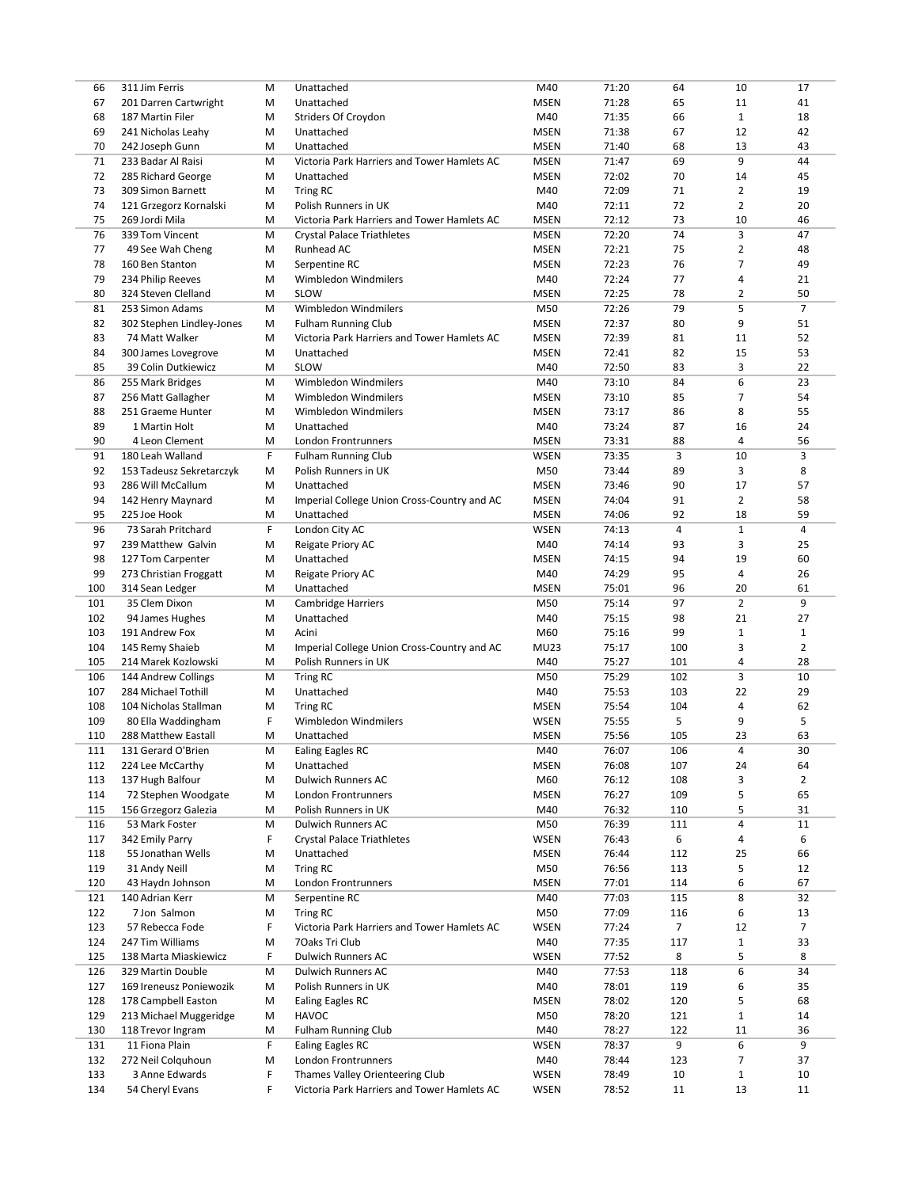| | | | | | | | | |
|---|---|---|---|---|---|---|---|---|
| 66 | 311 Jim Ferris | M | Unattached | M40 | 71:20 | 64 | 10 | 17 |
| 67 | 201 Darren Cartwright | M | Unattached | MSEN | 71:28 | 65 | 11 | 41 |
| 68 | 187 Martin Filer | M | Striders Of Croydon | M40 | 71:35 | 66 | 1 | 18 |
| 69 | 241 Nicholas Leahy | M | Unattached | MSEN | 71:38 | 67 | 12 | 42 |
| 70 | 242 Joseph Gunn | M | Unattached | MSEN | 71:40 | 68 | 13 | 43 |
| 71 | 233 Badar Al Raisi | M | Victoria Park Harriers and Tower Hamlets AC | MSEN | 71:47 | 69 | 9 | 44 |
| 72 | 285 Richard George | M | Unattached | MSEN | 72:02 | 70 | 14 | 45 |
| 73 | 309 Simon Barnett | M | Tring RC | M40 | 72:09 | 71 | 2 | 19 |
| 74 | 121 Grzegorz Kornalski | M | Polish Runners in UK | M40 | 72:11 | 72 | 2 | 20 |
| 75 | 269 Jordi Mila | M | Victoria Park Harriers and Tower Hamlets AC | MSEN | 72:12 | 73 | 10 | 46 |
| 76 | 339 Tom Vincent | M | Crystal Palace Triathletes | MSEN | 72:20 | 74 | 3 | 47 |
| 77 | 49 See Wah Cheng | M | Runhead AC | MSEN | 72:21 | 75 | 2 | 48 |
| 78 | 160 Ben Stanton | M | Serpentine RC | MSEN | 72:23 | 76 | 7 | 49 |
| 79 | 234 Philip Reeves | M | Wimbledon Windmilers | M40 | 72:24 | 77 | 4 | 21 |
| 80 | 324 Steven Clelland | M | SLOW | MSEN | 72:25 | 78 | 2 | 50 |
| 81 | 253 Simon Adams | M | Wimbledon Windmilers | M50 | 72:26 | 79 | 5 | 7 |
| 82 | 302 Stephen Lindley-Jones | M | Fulham Running Club | MSEN | 72:37 | 80 | 9 | 51 |
| 83 | 74 Matt Walker | M | Victoria Park Harriers and Tower Hamlets AC | MSEN | 72:39 | 81 | 11 | 52 |
| 84 | 300 James Lovegrove | M | Unattached | MSEN | 72:41 | 82 | 15 | 53 |
| 85 | 39 Colin Dutkiewicz | M | SLOW | M40 | 72:50 | 83 | 3 | 22 |
| 86 | 255 Mark Bridges | M | Wimbledon Windmilers | M40 | 73:10 | 84 | 6 | 23 |
| 87 | 256 Matt Gallagher | M | Wimbledon Windmilers | MSEN | 73:10 | 85 | 7 | 54 |
| 88 | 251 Graeme Hunter | M | Wimbledon Windmilers | MSEN | 73:17 | 86 | 8 | 55 |
| 89 | 1 Martin Holt | M | Unattached | M40 | 73:24 | 87 | 16 | 24 |
| 90 | 4 Leon Clement | M | London Frontrunners | MSEN | 73:31 | 88 | 4 | 56 |
| 91 | 180 Leah Walland | F | Fulham Running Club | WSEN | 73:35 | 3 | 10 | 3 |
| 92 | 153 Tadeusz Sekretarczyk | M | Polish Runners in UK | M50 | 73:44 | 89 | 3 | 8 |
| 93 | 286 Will McCallum | M | Unattached | MSEN | 73:46 | 90 | 17 | 57 |
| 94 | 142 Henry Maynard | M | Imperial College Union Cross-Country and AC | MSEN | 74:04 | 91 | 2 | 58 |
| 95 | 225 Joe Hook | M | Unattached | MSEN | 74:06 | 92 | 18 | 59 |
| 96 | 73 Sarah Pritchard | F | London City AC | WSEN | 74:13 | 4 | 1 | 4 |
| 97 | 239 Matthew Galvin | M | Reigate Priory AC | M40 | 74:14 | 93 | 3 | 25 |
| 98 | 127 Tom Carpenter | M | Unattached | MSEN | 74:15 | 94 | 19 | 60 |
| 99 | 273 Christian Froggatt | M | Reigate Priory AC | M40 | 74:29 | 95 | 4 | 26 |
| 100 | 314 Sean Ledger | M | Unattached | MSEN | 75:01 | 96 | 20 | 61 |
| 101 | 35 Clem Dixon | M | Cambridge Harriers | M50 | 75:14 | 97 | 2 | 9 |
| 102 | 94 James Hughes | M | Unattached | M40 | 75:15 | 98 | 21 | 27 |
| 103 | 191 Andrew Fox | M | Acini | M60 | 75:16 | 99 | 1 | 1 |
| 104 | 145 Remy Shaieb | M | Imperial College Union Cross-Country and AC | MU23 | 75:17 | 100 | 3 | 2 |
| 105 | 214 Marek Kozlowski | M | Polish Runners in UK | M40 | 75:27 | 101 | 4 | 28 |
| 106 | 144 Andrew Collings | M | Tring RC | M50 | 75:29 | 102 | 3 | 10 |
| 107 | 284 Michael Tothill | M | Unattached | M40 | 75:53 | 103 | 22 | 29 |
| 108 | 104 Nicholas Stallman | M | Tring RC | MSEN | 75:54 | 104 | 4 | 62 |
| 109 | 80 Ella Waddingham | F | Wimbledon Windmilers | WSEN | 75:55 | 5 | 9 | 5 |
| 110 | 288 Matthew Eastall | M | Unattached | MSEN | 75:56 | 105 | 23 | 63 |
| 111 | 131 Gerard O'Brien | M | Ealing Eagles RC | M40 | 76:07 | 106 | 4 | 30 |
| 112 | 224 Lee McCarthy | M | Unattached | MSEN | 76:08 | 107 | 24 | 64 |
| 113 | 137 Hugh Balfour | M | Dulwich Runners AC | M60 | 76:12 | 108 | 3 | 2 |
| 114 | 72 Stephen Woodgate | M | London Frontrunners | MSEN | 76:27 | 109 | 5 | 65 |
| 115 | 156 Grzegorz Galezia | M | Polish Runners in UK | M40 | 76:32 | 110 | 5 | 31 |
| 116 | 53 Mark Foster | M | Dulwich Runners AC | M50 | 76:39 | 111 | 4 | 11 |
| 117 | 342 Emily Parry | F | Crystal Palace Triathletes | WSEN | 76:43 | 6 | 4 | 6 |
| 118 | 55 Jonathan Wells | M | Unattached | MSEN | 76:44 | 112 | 25 | 66 |
| 119 | 31 Andy Neill | M | Tring RC | M50 | 76:56 | 113 | 5 | 12 |
| 120 | 43 Haydn Johnson | M | London Frontrunners | MSEN | 77:01 | 114 | 6 | 67 |
| 121 | 140 Adrian Kerr | M | Serpentine RC | M40 | 77:03 | 115 | 8 | 32 |
| 122 | 7 Jon Salmon | M | Tring RC | M50 | 77:09 | 116 | 6 | 13 |
| 123 | 57 Rebecca Fode | F | Victoria Park Harriers and Tower Hamlets AC | WSEN | 77:24 | 7 | 12 | 7 |
| 124 | 247 Tim Williams | M | 7Oaks Tri Club | M40 | 77:35 | 117 | 1 | 33 |
| 125 | 138 Marta Miaskiewicz | F | Dulwich Runners AC | WSEN | 77:52 | 8 | 5 | 8 |
| 126 | 329 Martin Double | M | Dulwich Runners AC | M40 | 77:53 | 118 | 6 | 34 |
| 127 | 169 Ireneusz Poniewozik | M | Polish Runners in UK | M40 | 78:01 | 119 | 6 | 35 |
| 128 | 178 Campbell Easton | M | Ealing Eagles RC | MSEN | 78:02 | 120 | 5 | 68 |
| 129 | 213 Michael Muggeridge | M | HAVOC | M50 | 78:20 | 121 | 1 | 14 |
| 130 | 118 Trevor Ingram | M | Fulham Running Club | M40 | 78:27 | 122 | 11 | 36 |
| 131 | 11 Fiona Plain | F | Ealing Eagles RC | WSEN | 78:37 | 9 | 6 | 9 |
| 132 | 272 Neil Colquhoun | M | London Frontrunners | M40 | 78:44 | 123 | 7 | 37 |
| 133 | 3 Anne Edwards | F | Thames Valley Orienteering Club | WSEN | 78:49 | 10 | 1 | 10 |
| 134 | 54 Cheryl Evans | F | Victoria Park Harriers and Tower Hamlets AC | WSEN | 78:52 | 11 | 13 | 11 |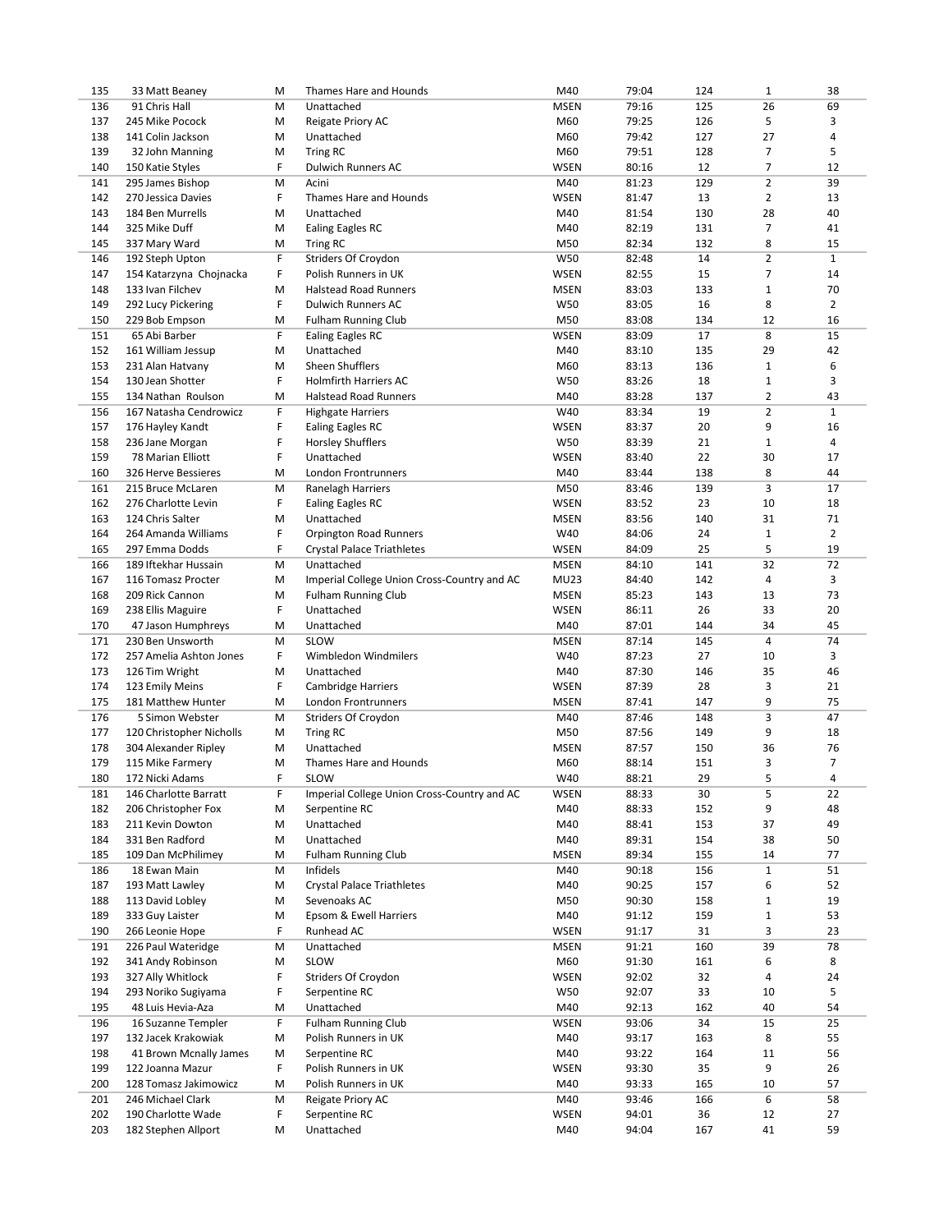| 135 | 33 Matt Beaney | M | Thames Hare and Hounds | M40 | 79:04 | 124 | 1 | 38 |
|---|---|---|---|---|---|---|---|---|
| 136 | 91 Chris Hall | M | Unattached | MSEN | 79:16 | 125 | 26 | 69 |
| 137 | 245 Mike Pocock | M | Reigate Priory AC | M60 | 79:25 | 126 | 5 | 3 |
| 138 | 141 Colin Jackson | M | Unattached | M60 | 79:42 | 127 | 27 | 4 |
| 139 | 32 John Manning | M | Tring RC | M60 | 79:51 | 128 | 7 | 5 |
| 140 | 150 Katie Styles | F | Dulwich Runners AC | WSEN | 80:16 | 12 | 7 | 12 |
| 141 | 295 James Bishop | M | Acini | M40 | 81:23 | 129 | 2 | 39 |
| 142 | 270 Jessica Davies | F | Thames Hare and Hounds | WSEN | 81:47 | 13 | 2 | 13 |
| 143 | 184 Ben Murrells | M | Unattached | M40 | 81:54 | 130 | 28 | 40 |
| 144 | 325 Mike Duff | M | Ealing Eagles RC | M40 | 82:19 | 131 | 7 | 41 |
| 145 | 337 Mary Ward | M | Tring RC | M50 | 82:34 | 132 | 8 | 15 |
| 146 | 192 Steph Upton | F | Striders Of Croydon | W50 | 82:48 | 14 | 2 | 1 |
| 147 | 154 Katarzyna Chojnacka | F | Polish Runners in UK | WSEN | 82:55 | 15 | 7 | 14 |
| 148 | 133 Ivan Filchev | M | Halstead Road Runners | MSEN | 83:03 | 133 | 1 | 70 |
| 149 | 292 Lucy Pickering | F | Dulwich Runners AC | W50 | 83:05 | 16 | 8 | 2 |
| 150 | 229 Bob Empson | M | Fulham Running Club | M50 | 83:08 | 134 | 12 | 16 |
| 151 | 65 Abi Barber | F | Ealing Eagles RC | WSEN | 83:09 | 17 | 8 | 15 |
| 152 | 161 William Jessup | M | Unattached | M40 | 83:10 | 135 | 29 | 42 |
| 153 | 231 Alan Hatvany | M | Sheen Shufflers | M60 | 83:13 | 136 | 1 | 6 |
| 154 | 130 Jean Shotter | F | Holmfirth Harriers AC | W50 | 83:26 | 18 | 1 | 3 |
| 155 | 134 Nathan Roulson | M | Halstead Road Runners | M40 | 83:28 | 137 | 2 | 43 |
| 156 | 167 Natasha Cendrowicz | F | Highgate Harriers | W40 | 83:34 | 19 | 2 | 1 |
| 157 | 176 Hayley Kandt | F | Ealing Eagles RC | WSEN | 83:37 | 20 | 9 | 16 |
| 158 | 236 Jane Morgan | F | Horsley Shufflers | W50 | 83:39 | 21 | 1 | 4 |
| 159 | 78 Marian Elliott | F | Unattached | WSEN | 83:40 | 22 | 30 | 17 |
| 160 | 326 Herve Bessieres | M | London Frontrunners | M40 | 83:44 | 138 | 8 | 44 |
| 161 | 215 Bruce McLaren | M | Ranelagh Harriers | M50 | 83:46 | 139 | 3 | 17 |
| 162 | 276 Charlotte Levin | F | Ealing Eagles RC | WSEN | 83:52 | 23 | 10 | 18 |
| 163 | 124 Chris Salter | M | Unattached | MSEN | 83:56 | 140 | 31 | 71 |
| 164 | 264 Amanda Williams | F | Orpington Road Runners | W40 | 84:06 | 24 | 1 | 2 |
| 165 | 297 Emma Dodds | F | Crystal Palace Triathletes | WSEN | 84:09 | 25 | 5 | 19 |
| 166 | 189 Iftekhar Hussain | M | Unattached | MSEN | 84:10 | 141 | 32 | 72 |
| 167 | 116 Tomasz Procter | M | Imperial College Union Cross-Country and AC | MU23 | 84:40 | 142 | 4 | 3 |
| 168 | 209 Rick Cannon | M | Fulham Running Club | MSEN | 85:23 | 143 | 13 | 73 |
| 169 | 238 Ellis Maguire | F | Unattached | WSEN | 86:11 | 26 | 33 | 20 |
| 170 | 47 Jason Humphreys | M | Unattached | M40 | 87:01 | 144 | 34 | 45 |
| 171 | 230 Ben Unsworth | M | SLOW | MSEN | 87:14 | 145 | 4 | 74 |
| 172 | 257 Amelia Ashton Jones | F | Wimbledon Windmilers | W40 | 87:23 | 27 | 10 | 3 |
| 173 | 126 Tim Wright | M | Unattached | M40 | 87:30 | 146 | 35 | 46 |
| 174 | 123 Emily Meins | F | Cambridge Harriers | WSEN | 87:39 | 28 | 3 | 21 |
| 175 | 181 Matthew Hunter | M | London Frontrunners | MSEN | 87:41 | 147 | 9 | 75 |
| 176 | 5 Simon Webster | M | Striders Of Croydon | M40 | 87:46 | 148 | 3 | 47 |
| 177 | 120 Christopher Nicholls | M | Tring RC | M50 | 87:56 | 149 | 9 | 18 |
| 178 | 304 Alexander Ripley | M | Unattached | MSEN | 87:57 | 150 | 36 | 76 |
| 179 | 115 Mike Farmery | M | Thames Hare and Hounds | M60 | 88:14 | 151 | 3 | 7 |
| 180 | 172 Nicki Adams | F | SLOW | W40 | 88:21 | 29 | 5 | 4 |
| 181 | 146 Charlotte Barratt | F | Imperial College Union Cross-Country and AC | WSEN | 88:33 | 30 | 5 | 22 |
| 182 | 206 Christopher Fox | M | Serpentine RC | M40 | 88:33 | 152 | 9 | 48 |
| 183 | 211 Kevin Dowton | M | Unattached | M40 | 88:41 | 153 | 37 | 49 |
| 184 | 331 Ben Radford | M | Unattached | M40 | 89:31 | 154 | 38 | 50 |
| 185 | 109 Dan McPhilimey | M | Fulham Running Club | MSEN | 89:34 | 155 | 14 | 77 |
| 186 | 18 Ewan Main | M | Infidels | M40 | 90:18 | 156 | 1 | 51 |
| 187 | 193 Matt Lawley | M | Crystal Palace Triathletes | M40 | 90:25 | 157 | 6 | 52 |
| 188 | 113 David Lobley | M | Sevenoaks AC | M50 | 90:30 | 158 | 1 | 19 |
| 189 | 333 Guy Laister | M | Epsom & Ewell Harriers | M40 | 91:12 | 159 | 1 | 53 |
| 190 | 266 Leonie Hope | F | Runhead AC | WSEN | 91:17 | 31 | 3 | 23 |
| 191 | 226 Paul Wateridge | M | Unattached | MSEN | 91:21 | 160 | 39 | 78 |
| 192 | 341 Andy Robinson | M | SLOW | M60 | 91:30 | 161 | 6 | 8 |
| 193 | 327 Ally Whitlock | F | Striders Of Croydon | WSEN | 92:02 | 32 | 4 | 24 |
| 194 | 293 Noriko Sugiyama | F | Serpentine RC | W50 | 92:07 | 33 | 10 | 5 |
| 195 | 48 Luis Hevia-Aza | M | Unattached | M40 | 92:13 | 162 | 40 | 54 |
| 196 | 16 Suzanne Templer | F | Fulham Running Club | WSEN | 93:06 | 34 | 15 | 25 |
| 197 | 132 Jacek Krakowiak | M | Polish Runners in UK | M40 | 93:17 | 163 | 8 | 55 |
| 198 | 41 Brown Mcnally James | M | Serpentine RC | M40 | 93:22 | 164 | 11 | 56 |
| 199 | 122 Joanna Mazur | F | Polish Runners in UK | WSEN | 93:30 | 35 | 9 | 26 |
| 200 | 128 Tomasz Jakimowicz | M | Polish Runners in UK | M40 | 93:33 | 165 | 10 | 57 |
| 201 | 246 Michael Clark | M | Reigate Priory AC | M40 | 93:46 | 166 | 6 | 58 |
| 202 | 190 Charlotte Wade | F | Serpentine RC | WSEN | 94:01 | 36 | 12 | 27 |
| 203 | 182 Stephen Allport | M | Unattached | M40 | 94:04 | 167 | 41 | 59 |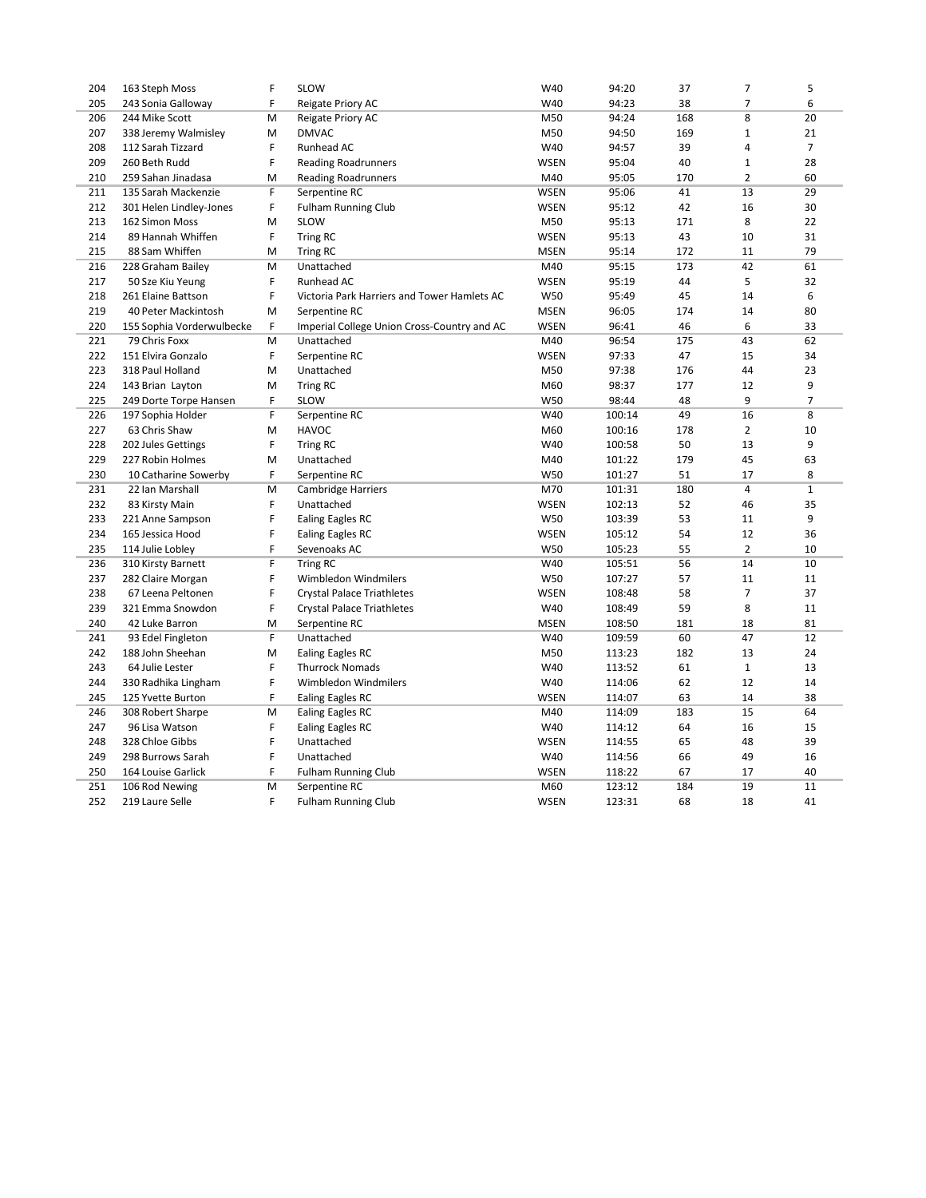| | | | | | | | | |
|---|---|---|---|---|---|---|---|---|
| 204 | 163 Steph Moss | F | SLOW | W40 | 94:20 | 37 | 7 | 5 |
| 205 | 243 Sonia Galloway | F | Reigate Priory AC | W40 | 94:23 | 38 | 7 | 6 |
| 206 | 244 Mike Scott | M | Reigate Priory AC | M50 | 94:24 | 168 | 8 | 20 |
| 207 | 338 Jeremy Walmisley | M | DMVAC | M50 | 94:50 | 169 | 1 | 21 |
| 208 | 112 Sarah Tizzard | F | Runhead AC | W40 | 94:57 | 39 | 4 | 7 |
| 209 | 260 Beth Rudd | F | Reading Roadrunners | WSEN | 95:04 | 40 | 1 | 28 |
| 210 | 259 Sahan Jinadasa | M | Reading Roadrunners | M40 | 95:05 | 170 | 2 | 60 |
| 211 | 135 Sarah Mackenzie | F | Serpentine RC | WSEN | 95:06 | 41 | 13 | 29 |
| 212 | 301 Helen Lindley-Jones | F | Fulham Running Club | WSEN | 95:12 | 42 | 16 | 30 |
| 213 | 162 Simon Moss | M | SLOW | M50 | 95:13 | 171 | 8 | 22 |
| 214 | 89 Hannah Whiffen | F | Tring RC | WSEN | 95:13 | 43 | 10 | 31 |
| 215 | 88 Sam Whiffen | M | Tring RC | MSEN | 95:14 | 172 | 11 | 79 |
| 216 | 228 Graham Bailey | M | Unattached | M40 | 95:15 | 173 | 42 | 61 |
| 217 | 50 Sze Kiu Yeung | F | Runhead AC | WSEN | 95:19 | 44 | 5 | 32 |
| 218 | 261 Elaine Battson | F | Victoria Park Harriers and Tower Hamlets AC | W50 | 95:49 | 45 | 14 | 6 |
| 219 | 40 Peter Mackintosh | M | Serpentine RC | MSEN | 96:05 | 174 | 14 | 80 |
| 220 | 155 Sophia Vorderwulbecke | F | Imperial College Union Cross-Country and AC | WSEN | 96:41 | 46 | 6 | 33 |
| 221 | 79 Chris Foxx | M | Unattached | M40 | 96:54 | 175 | 43 | 62 |
| 222 | 151 Elvira Gonzalo | F | Serpentine RC | WSEN | 97:33 | 47 | 15 | 34 |
| 223 | 318 Paul Holland | M | Unattached | M50 | 97:38 | 176 | 44 | 23 |
| 224 | 143 Brian Layton | M | Tring RC | M60 | 98:37 | 177 | 12 | 9 |
| 225 | 249 Dorte Torpe Hansen | F | SLOW | W50 | 98:44 | 48 | 9 | 7 |
| 226 | 197 Sophia Holder | F | Serpentine RC | W40 | 100:14 | 49 | 16 | 8 |
| 227 | 63 Chris Shaw | M | HAVOC | M60 | 100:16 | 178 | 2 | 10 |
| 228 | 202 Jules Gettings | F | Tring RC | W40 | 100:58 | 50 | 13 | 9 |
| 229 | 227 Robin Holmes | M | Unattached | M40 | 101:22 | 179 | 45 | 63 |
| 230 | 10 Catharine Sowerby | F | Serpentine RC | W50 | 101:27 | 51 | 17 | 8 |
| 231 | 22 Ian Marshall | M | Cambridge Harriers | M70 | 101:31 | 180 | 4 | 1 |
| 232 | 83 Kirsty Main | F | Unattached | WSEN | 102:13 | 52 | 46 | 35 |
| 233 | 221 Anne Sampson | F | Ealing Eagles RC | W50 | 103:39 | 53 | 11 | 9 |
| 234 | 165 Jessica Hood | F | Ealing Eagles RC | WSEN | 105:12 | 54 | 12 | 36 |
| 235 | 114 Julie Lobley | F | Sevenoaks AC | W50 | 105:23 | 55 | 2 | 10 |
| 236 | 310 Kirsty Barnett | F | Tring RC | W40 | 105:51 | 56 | 14 | 10 |
| 237 | 282 Claire Morgan | F | Wimbledon Windmilers | W50 | 107:27 | 57 | 11 | 11 |
| 238 | 67 Leena Peltonen | F | Crystal Palace Triathletes | WSEN | 108:48 | 58 | 7 | 37 |
| 239 | 321 Emma Snowdon | F | Crystal Palace Triathletes | W40 | 108:49 | 59 | 8 | 11 |
| 240 | 42 Luke Barron | M | Serpentine RC | MSEN | 108:50 | 181 | 18 | 81 |
| 241 | 93 Edel Fingleton | F | Unattached | W40 | 109:59 | 60 | 47 | 12 |
| 242 | 188 John Sheehan | M | Ealing Eagles RC | M50 | 113:23 | 182 | 13 | 24 |
| 243 | 64 Julie Lester | F | Thurrock Nomads | W40 | 113:52 | 61 | 1 | 13 |
| 244 | 330 Radhika Lingham | F | Wimbledon Windmilers | W40 | 114:06 | 62 | 12 | 14 |
| 245 | 125 Yvette Burton | F | Ealing Eagles RC | WSEN | 114:07 | 63 | 14 | 38 |
| 246 | 308 Robert Sharpe | M | Ealing Eagles RC | M40 | 114:09 | 183 | 15 | 64 |
| 247 | 96 Lisa Watson | F | Ealing Eagles RC | W40 | 114:12 | 64 | 16 | 15 |
| 248 | 328 Chloe Gibbs | F | Unattached | WSEN | 114:55 | 65 | 48 | 39 |
| 249 | 298 Burrows Sarah | F | Unattached | W40 | 114:56 | 66 | 49 | 16 |
| 250 | 164 Louise Garlick | F | Fulham Running Club | WSEN | 118:22 | 67 | 17 | 40 |
| 251 | 106 Rod Newing | M | Serpentine RC | M60 | 123:12 | 184 | 19 | 11 |
| 252 | 219 Laure Selle | F | Fulham Running Club | WSEN | 123:31 | 68 | 18 | 41 |